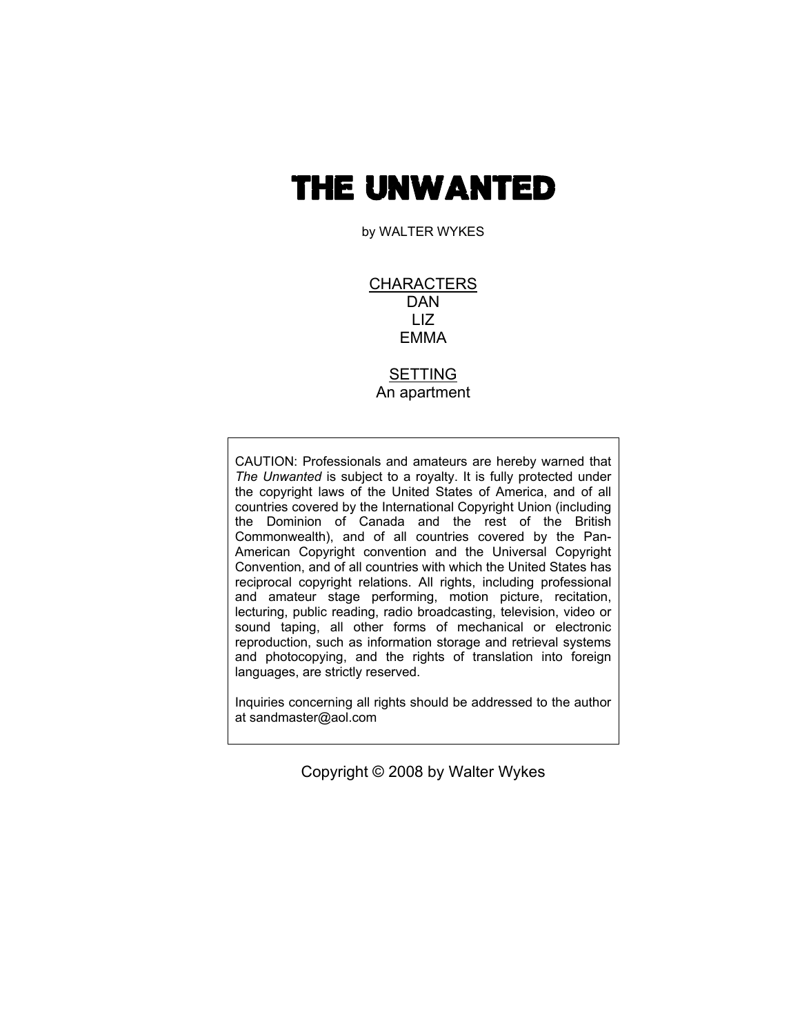# THE UNWANTED

by WALTER WYKES

<u>CHARACTERS</u>
DAN
LIZ
EMMA

<u>SETTING</u>
An apartment

CAUTION: Professionals and amateurs are hereby warned that *The Unwanted* is subject to a royalty. It is fully protected under the copyright laws of the United States of America, and of all countries covered by the International Copyright Union (including the Dominion of Canada and the rest of the British Commonwealth), and of all countries covered by the Pan-American Copyright convention and the Universal Copyright Convention, and of all countries with which the United States has reciprocal copyright relations. All rights, including professional and amateur stage performing, motion picture, recitation, lecturing, public reading, radio broadcasting, television, video or sound taping, all other forms of mechanical or electronic reproduction, such as information storage and retrieval systems and photocopying, and the rights of translation into foreign languages, are strictly reserved.

Inquiries concerning all rights should be addressed to the author at sandmaster@aol.com

Copyright © 2008 by Walter Wykes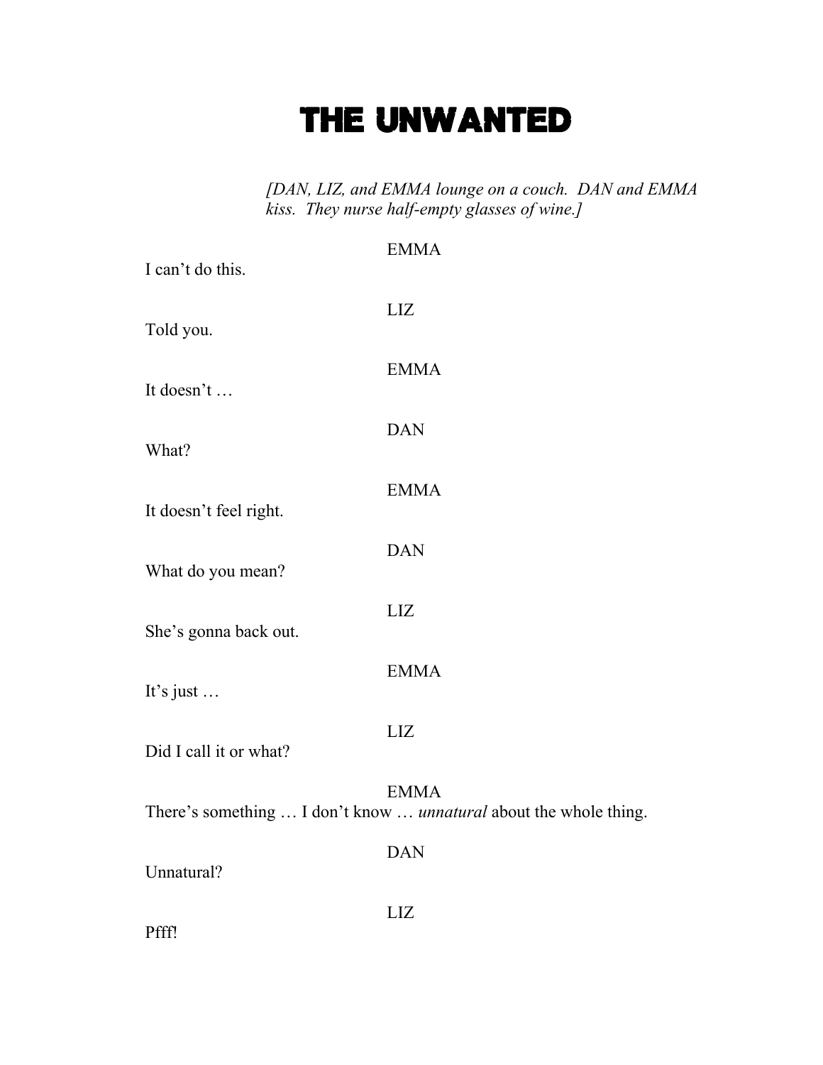# THE UNWANTED

*[DAN, LIZ, and EMMA lounge on a couch. DAN and EMMA kiss. They nurse half-empty glasses of wine.]*

EMMA

I can't do this.

LIZ

Told you.

EMMA

It doesn't …

DAN

What?

EMMA

It doesn't feel right.

DAN

What do you mean?

LIZ

She's gonna back out.

EMMA

It's just …

LIZ

Did I call it or what?

EMMA

There's something … I don't know … *unnatural* about the whole thing.

DAN

Unnatural?

LIZ

Pfff!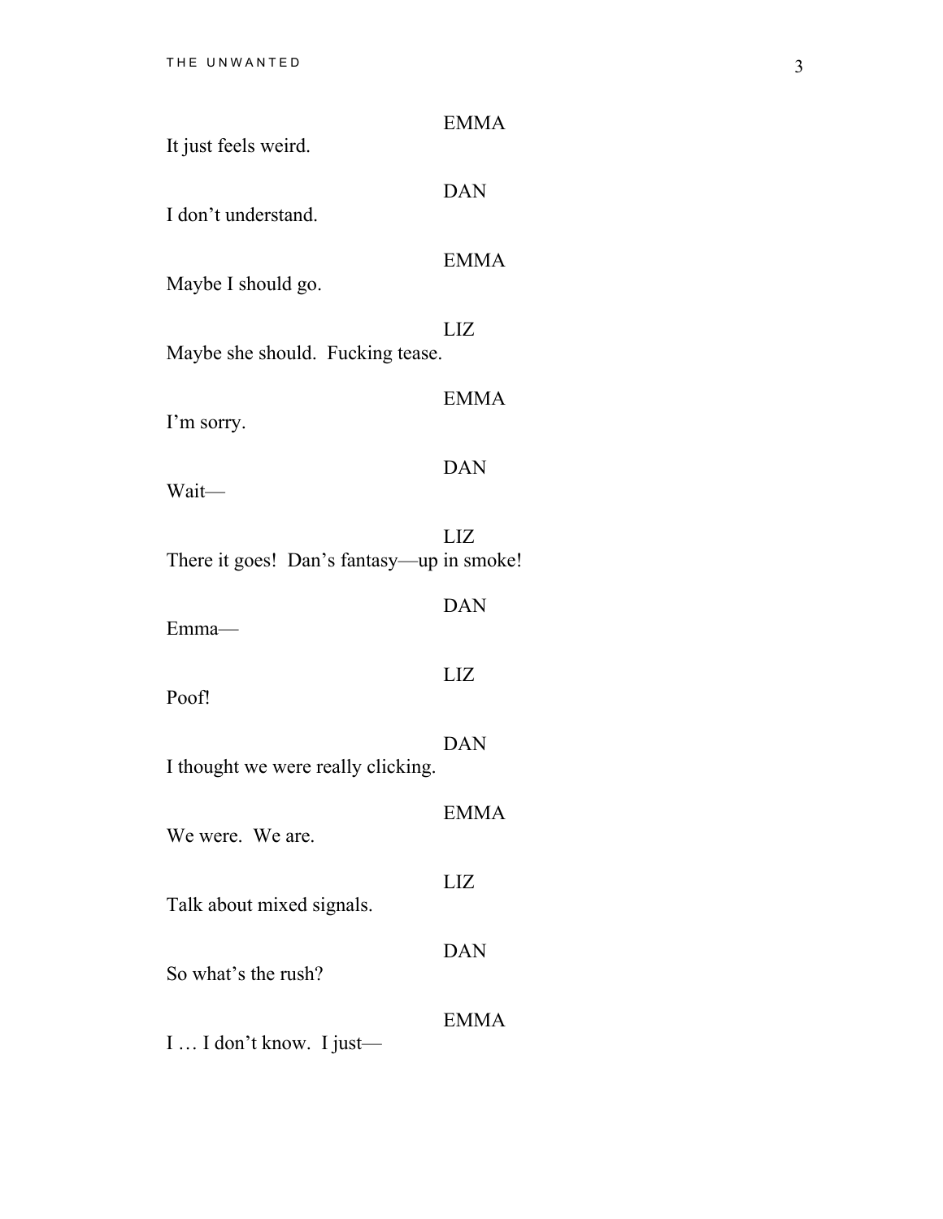EMMA

It just feels weird.

DAN

I don't understand.

EMMA

Maybe I should go.

LIZ

Maybe she should. Fucking tease.

EMMA

I'm sorry.

DAN

Wait—

LIZ

There it goes! Dan's fantasy—up in smoke!

DAN

Emma—

LIZ

Poof!

DAN

I thought we were really clicking.

EMMA

We were. We are.

LIZ

Talk about mixed signals.

DAN

So what's the rush?

EMMA

I … I don't know. I just—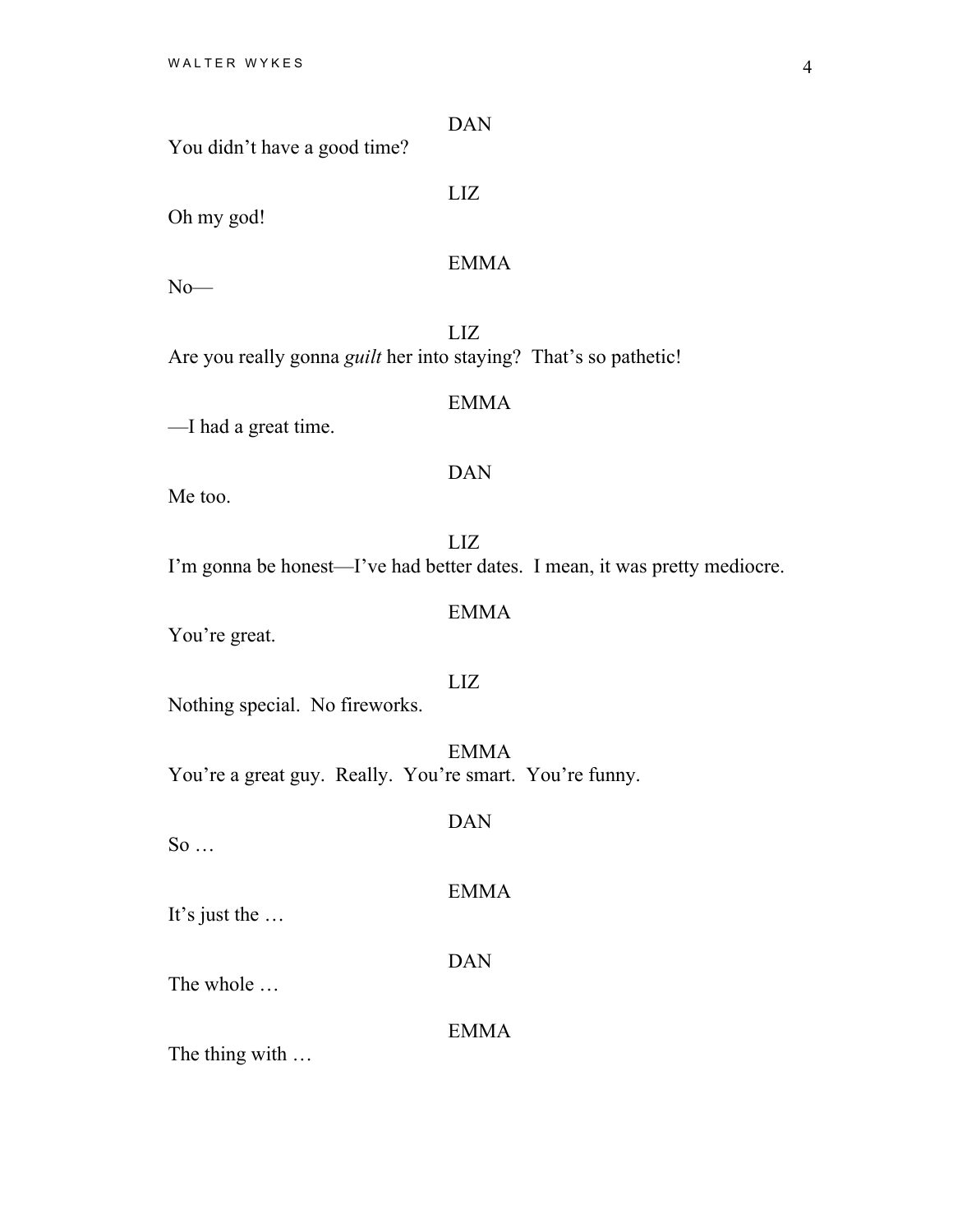DAN

You didn't have a good time?

LIZ

Oh my god!

EMMA

No—

LIZ

Are you really gonna *guilt* her into staying? That's so pathetic!

EMMA

—I had a great time.

DAN

Me too.

LIZ

I'm gonna be honest—I've had better dates. I mean, it was pretty mediocre.

EMMA

You're great.

LIZ

Nothing special. No fireworks.

EMMA

You're a great guy. Really. You're smart. You're funny.

DAN

So …

EMMA

It's just the …

DAN

The whole …

EMMA

The thing with …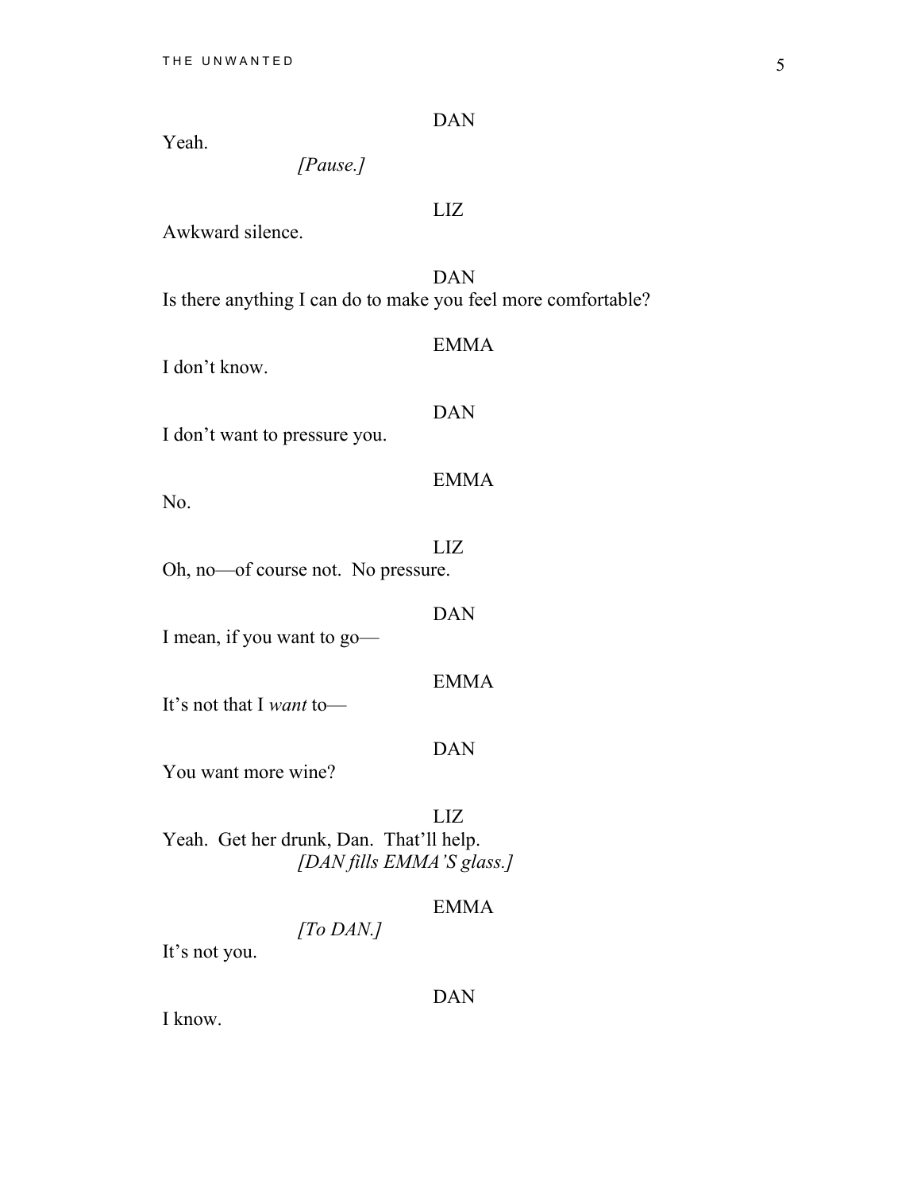DAN

Yeah.

*[Pause.]*

LIZ

Awkward silence.

DAN

Is there anything I can do to make you feel more comfortable?

EMMA

I don't know.

DAN

I don't want to pressure you.

EMMA

No.

LIZ

Oh, no—of course not. No pressure.

DAN

I mean, if you want to go—

EMMA

It's not that I *want* to—

DAN

You want more wine?

LIZ

Yeah. Get her drunk, Dan. That'll help.

*[DAN fills EMMA'S glass.]*

EMMA

*[To DAN.]*

It's not you.

DAN

I know.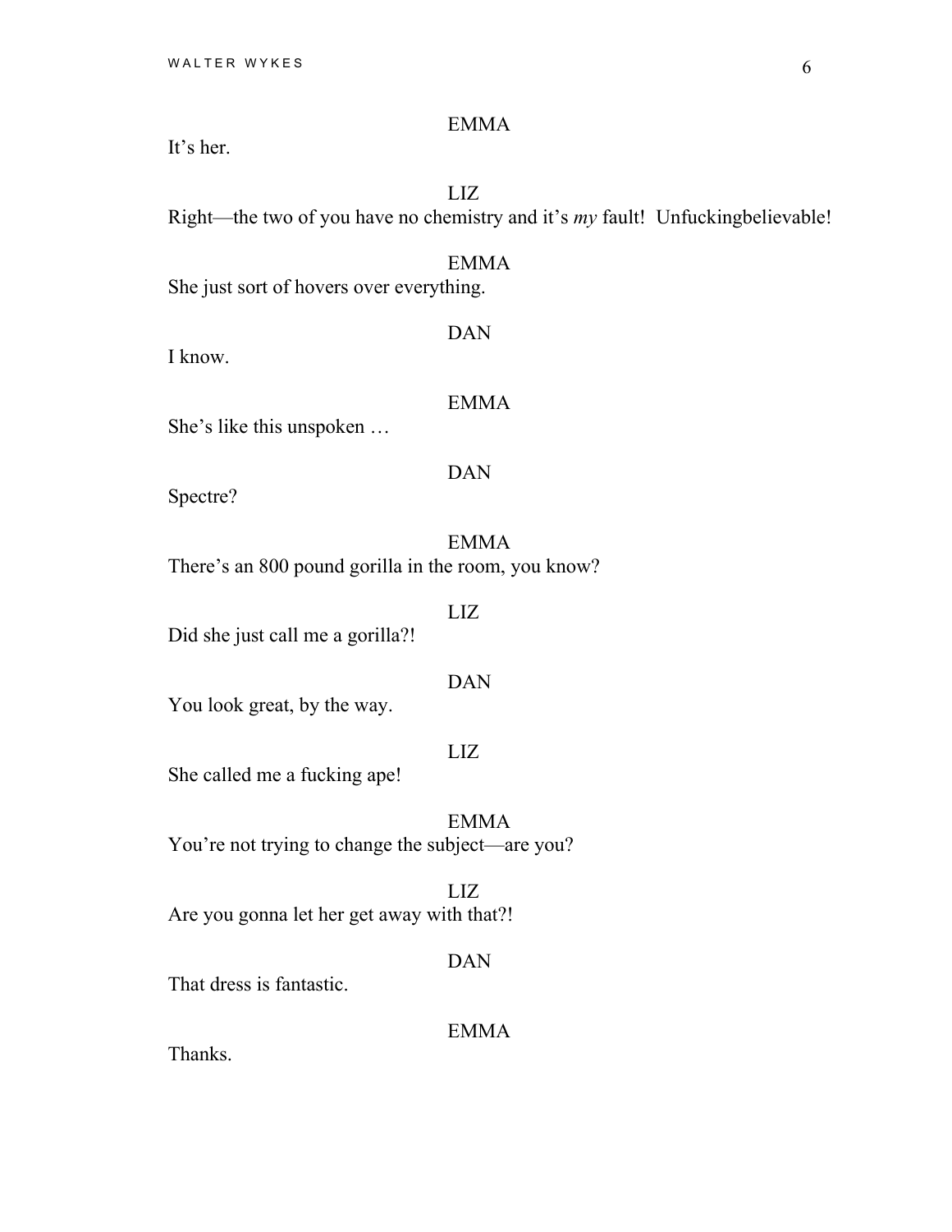EMMA

It's her.

LIZ

Right—the two of you have no chemistry and it's *my* fault! Unfuckingbelievable!

EMMA

She just sort of hovers over everything.

DAN

I know.

EMMA

She's like this unspoken …

DAN

Spectre?

EMMA

There's an 800 pound gorilla in the room, you know?

LIZ

Did she just call me a gorilla?!

DAN

You look great, by the way.

LIZ

She called me a fucking ape!

EMMA

You're not trying to change the subject—are you?

LIZ

Are you gonna let her get away with that?!

DAN

That dress is fantastic.

EMMA

Thanks.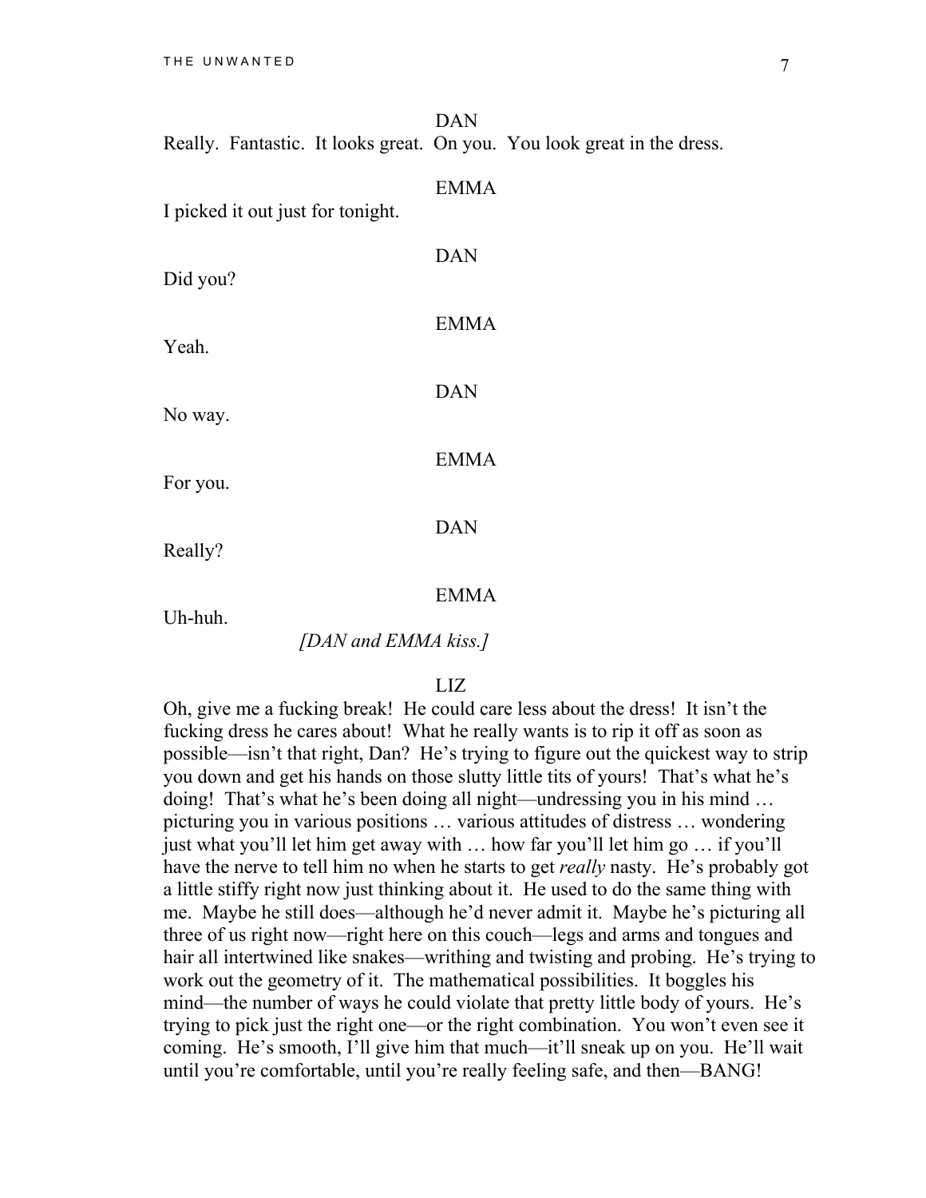DAN

Really. Fantastic. It looks great. On you. You look great in the dress.

EMMA

I picked it out just for tonight.

DAN

Did you?

EMMA

Yeah.

DAN

No way.

EMMA

For you.

DAN

Really?

EMMA

Uh-huh.

*[DAN and EMMA kiss.]*

LIZ

Oh, give me a fucking break! He could care less about the dress! It isn't the fucking dress he cares about! What he really wants is to rip it off as soon as possible—isn't that right, Dan? He's trying to figure out the quickest way to strip you down and get his hands on those slutty little tits of yours! That's what he's doing! That's what he's been doing all night—undressing you in his mind … picturing you in various positions … various attitudes of distress … wondering just what you'll let him get away with … how far you'll let him go … if you'll have the nerve to tell him no when he starts to get *really* nasty. He's probably got a little stiffy right now just thinking about it. He used to do the same thing with me. Maybe he still does—although he'd never admit it. Maybe he's picturing all three of us right now—right here on this couch—legs and arms and tongues and hair all intertwined like snakes—writhing and twisting and probing. He's trying to work out the geometry of it. The mathematical possibilities. It boggles his mind—the number of ways he could violate that pretty little body of yours. He's trying to pick just the right one—or the right combination. You won't even see it coming. He's smooth, I'll give him that much—it'll sneak up on you. He'll wait until you're comfortable, until you're really feeling safe, and then—BANG!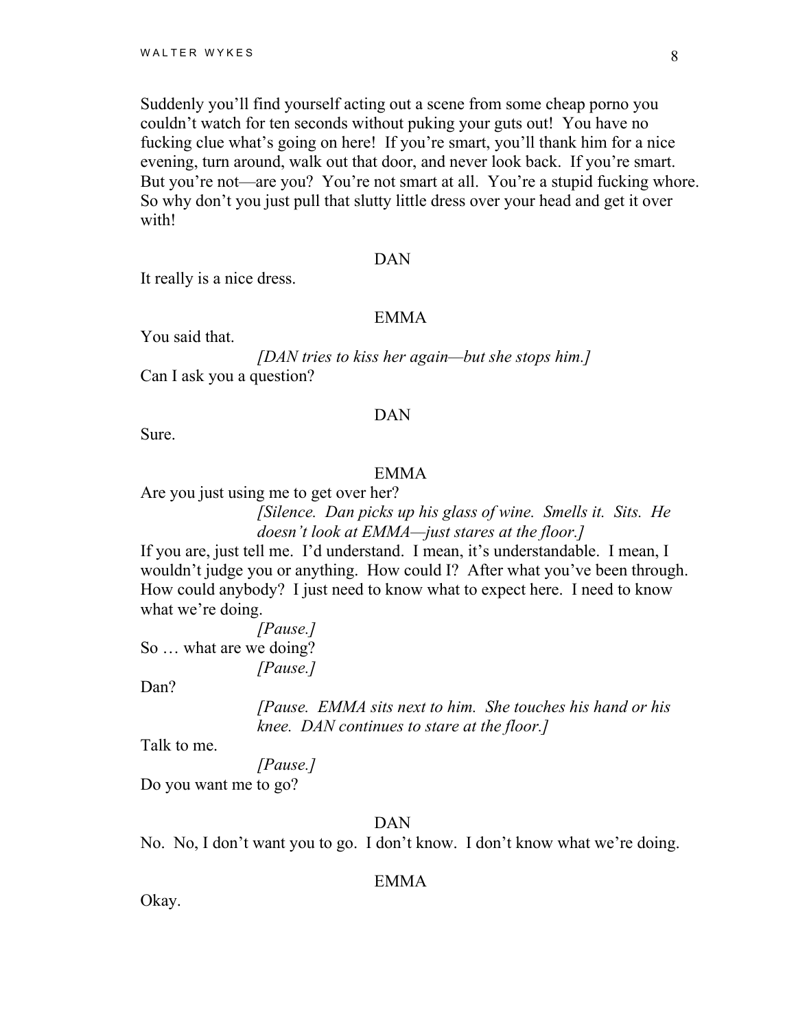Suddenly you'll find yourself acting out a scene from some cheap porno you couldn't watch for ten seconds without puking your guts out! You have no fucking clue what's going on here! If you're smart, you'll thank him for a nice evening, turn around, walk out that door, and never look back. If you're smart. But you're not—are you? You're not smart at all. You're a stupid fucking whore. So why don't you just pull that slutty little dress over your head and get it over with!

DAN

It really is a nice dress.

EMMA

You said that.

*[DAN tries to kiss her again—but she stops him.]*

Can I ask you a question?

DAN

Sure.

EMMA

Are you just using me to get over her?

*[Silence. Dan picks up his glass of wine. Smells it. Sits. He doesn't look at EMMA—just stares at the floor.]*

If you are, just tell me. I'd understand. I mean, it's understandable. I mean, I wouldn't judge you or anything. How could I? After what you've been through. How could anybody? I just need to know what to expect here. I need to know what we're doing.

*[Pause.]*

So … what are we doing?

*[Pause.]*

Dan?

*[Pause. EMMA sits next to him. She touches his hand or his knee. DAN continues to stare at the floor.]*

Talk to me.

*[Pause.]*

Do you want me to go?

DAN

No. No, I don't want you to go. I don't know. I don't know what we're doing.

EMMA

Okay.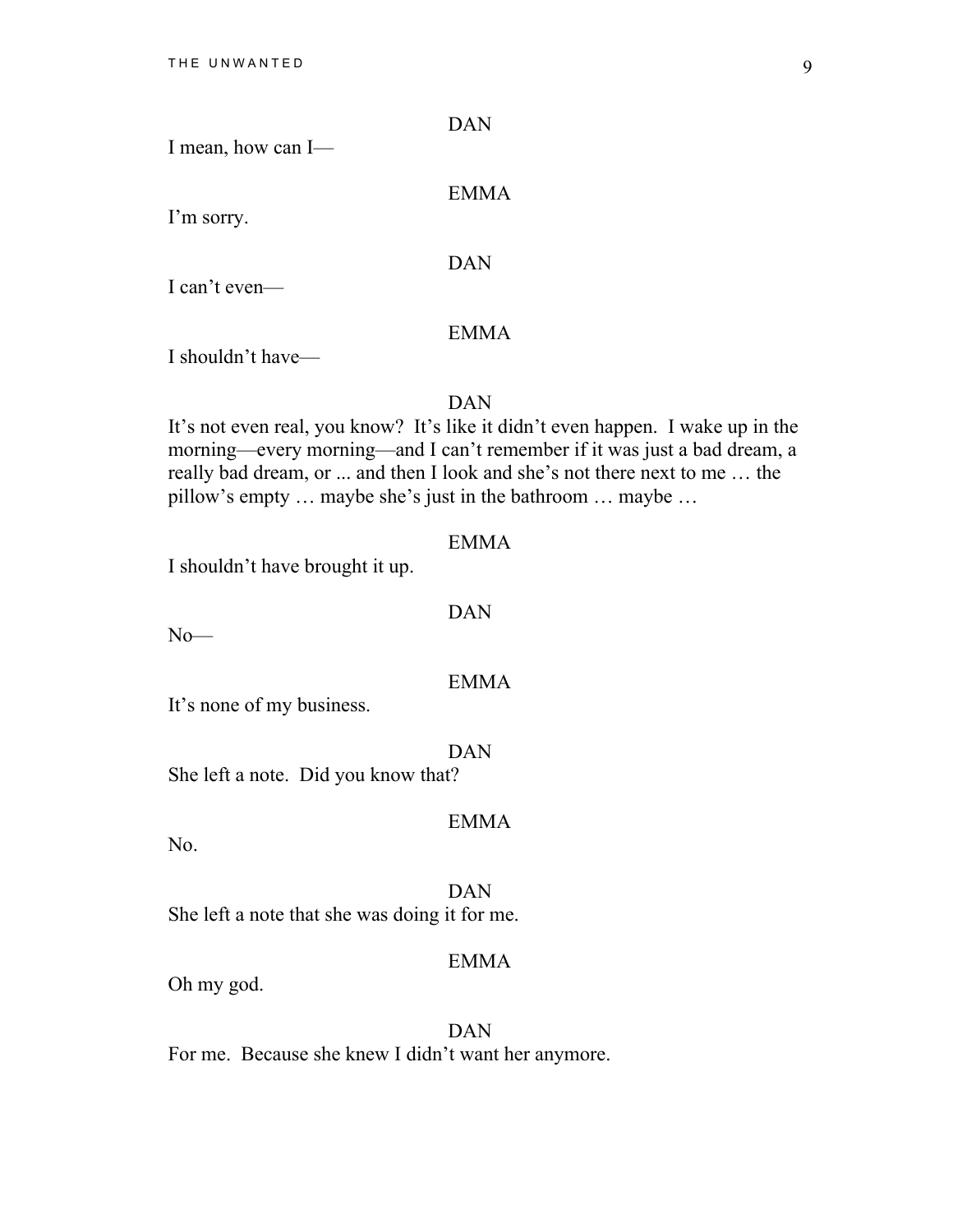DAN

I mean, how can I—

EMMA

I'm sorry.

DAN

I can't even—

EMMA

I shouldn't have—

DAN

It's not even real, you know? It's like it didn't even happen. I wake up in the morning—every morning—and I can't remember if it was just a bad dream, a really bad dream, or ... and then I look and she's not there next to me … the pillow's empty … maybe she's just in the bathroom … maybe …

EMMA

I shouldn't have brought it up.

DAN

No—

EMMA

It's none of my business.

DAN

She left a note. Did you know that?

EMMA

No.

DAN

She left a note that she was doing it for me.

EMMA

Oh my god.

DAN

For me. Because she knew I didn't want her anymore.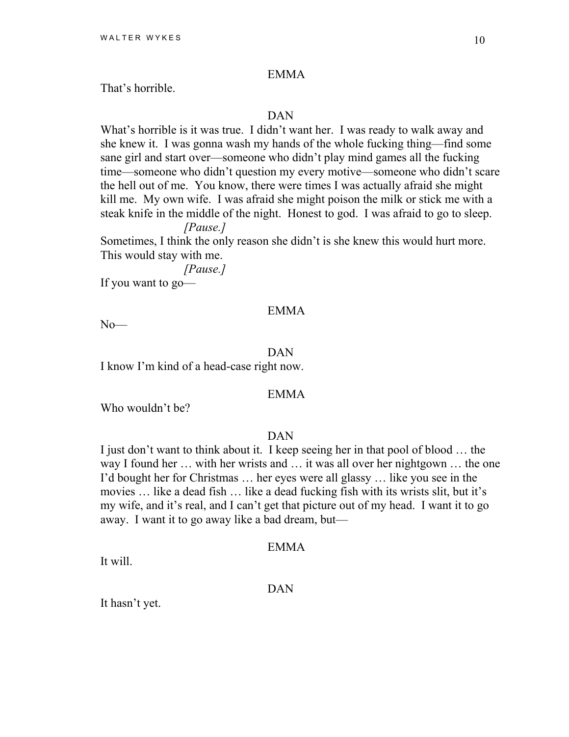EMMA

That's horrible.

DAN

What's horrible is it was true. I didn't want her. I was ready to walk away and she knew it. I was gonna wash my hands of the whole fucking thing—find some sane girl and start over—someone who didn't play mind games all the fucking time—someone who didn't question my every motive—someone who didn't scare the hell out of me. You know, there were times I was actually afraid she might kill me. My own wife. I was afraid she might poison the milk or stick me with a steak knife in the middle of the night. Honest to god. I was afraid to go to sleep.

*[Pause.]*

Sometimes, I think the only reason she didn't is she knew this would hurt more. This would stay with me.

*[Pause.]*

If you want to go—

EMMA

No—

DAN

I know I'm kind of a head-case right now.

EMMA

Who wouldn't be?

DAN

I just don't want to think about it. I keep seeing her in that pool of blood … the way I found her … with her wrists and … it was all over her nightgown … the one I'd bought her for Christmas … her eyes were all glassy … like you see in the movies … like a dead fish … like a dead fucking fish with its wrists slit, but it's my wife, and it's real, and I can't get that picture out of my head. I want it to go away. I want it to go away like a bad dream, but—

EMMA

It will.

DAN

It hasn't yet.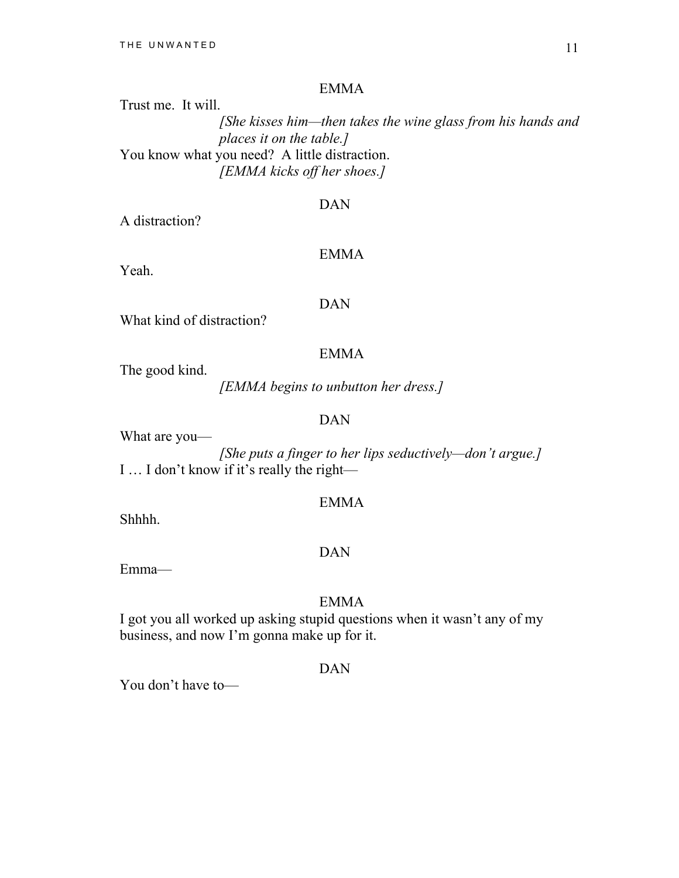EMMA

Trust me. It will.

*[She kisses him—then takes the wine glass from his hands and places it on the table.]*

You know what you need? A little distraction.

*[EMMA kicks off her shoes.]*

DAN

A distraction?

EMMA

Yeah.

DAN

What kind of distraction?

EMMA

The good kind.

*[EMMA begins to unbutton her dress.]*

DAN

What are you—

*[She puts a finger to her lips seductively—don't argue.]*

I … I don't know if it's really the right—

EMMA

Shhhh.

DAN

Emma—

EMMA

I got you all worked up asking stupid questions when it wasn't any of my business, and now I'm gonna make up for it.

DAN

You don't have to—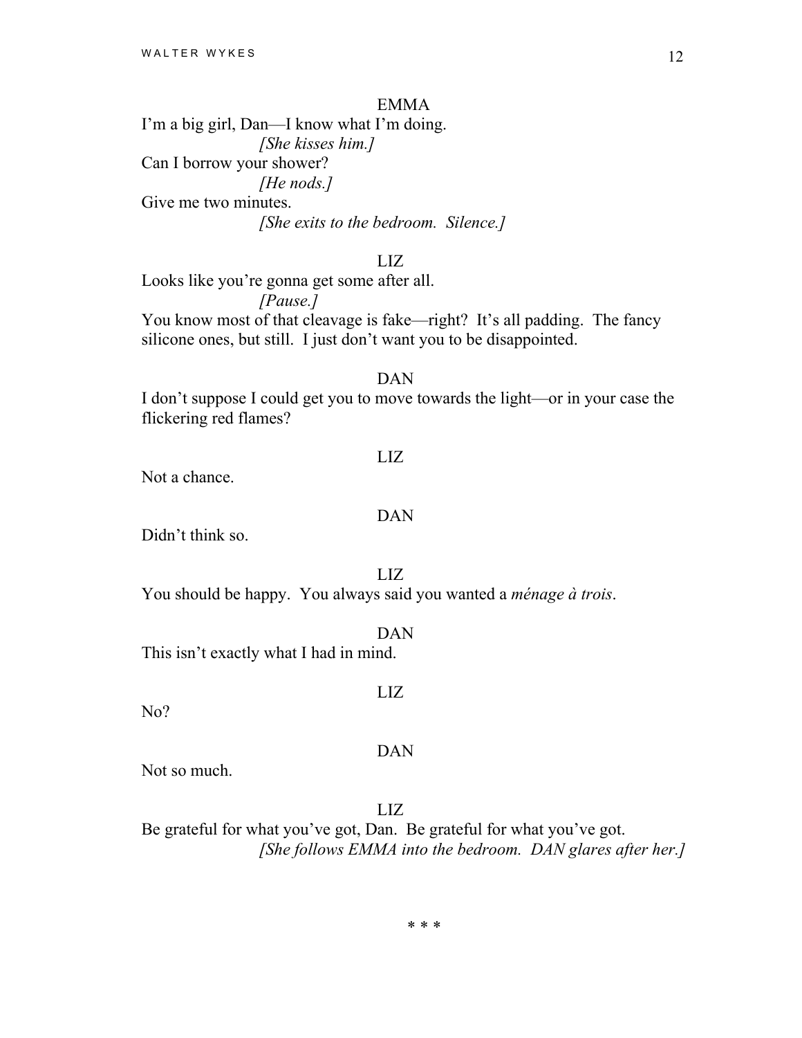EMMA

I'm a big girl, Dan—I know what I'm doing.

*[She kisses him.]*

Can I borrow your shower?

*[He nods.]*

Give me two minutes.

*[She exits to the bedroom. Silence.]*

LIZ

Looks like you're gonna get some after all.

*[Pause.]*

You know most of that cleavage is fake—right? It's all padding. The fancy silicone ones, but still. I just don't want you to be disappointed.

DAN

I don't suppose I could get you to move towards the light—or in your case the flickering red flames?

LIZ

Not a chance.

DAN

Didn't think so.

LIZ

You should be happy. You always said you wanted a *ménage à trois*.

DAN

This isn't exactly what I had in mind.

LIZ

No?

DAN

Not so much.

LIZ

Be grateful for what you've got, Dan. Be grateful for what you've got.

*[She follows EMMA into the bedroom. DAN glares after her.]*

* * *